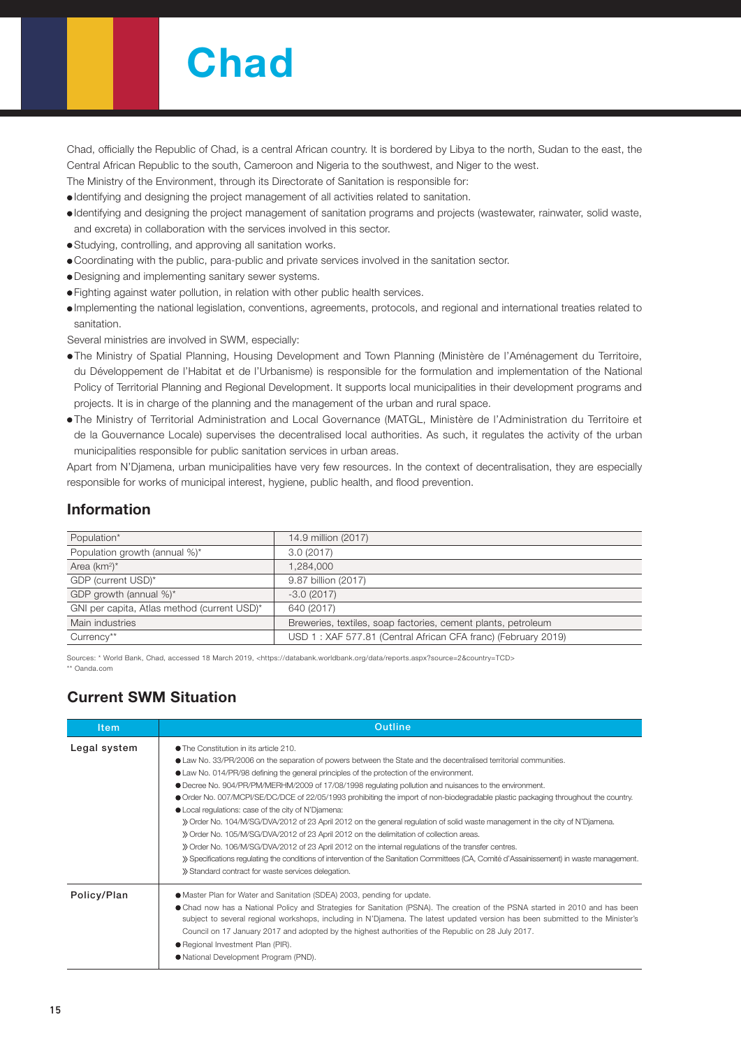# Chad

Chad, officially the Republic of Chad, is a central African country. It is bordered by Libya to the north, Sudan to the east, the Central African Republic to the south, Cameroon and Nigeria to the southwest, and Niger to the west.

The Ministry of the Environment, through its Directorate of Sanitation is responsible for:

- Identifying and designing the project management of all activities related to sanitation.
- Identifying and designing the project management of sanitation programs and projects (wastewater, rainwater, solid waste, and excreta) in collaboration with the services involved in this sector.
- Studying, controlling, and approving all sanitation works.
- Coordinating with the public, para-public and private services involved in the sanitation sector.
- Designing and implementing sanitary sewer systems.
- Fighting against water pollution, in relation with other public health services.
- Implementing the national legislation, conventions, agreements, protocols, and regional and international treaties related to sanitation.

Several ministries are involved in SWM, especially:

- The Ministry of Spatial Planning, Housing Development and Town Planning (Ministère de l'Aménagement du Territoire, du Développement de l'Habitat et de l'Urbanisme) is responsible for the formulation and implementation of the National Policy of Territorial Planning and Regional Development. It supports local municipalities in their development programs and projects. It is in charge of the planning and the management of the urban and rural space.
- The Ministry of Territorial Administration and Local Governance (MATGL, Ministère de l'Administration du Territoire et de la Gouvernance Locale) supervises the decentralised local authorities. As such, it regulates the activity of the urban municipalities responsible for public sanitation services in urban areas.

Apart from N'Djamena, urban municipalities have very few resources. In the context of decentralisation, they are especially responsible for works of municipal interest, hygiene, public health, and flood prevention.

## Information

| | |
|---|---|
| Population* | 14.9 million (2017) |
| Population growth (annual %)* | 3.0 (2017) |
| Area (km²)* | 1,284,000 |
| GDP (current USD)* | 9.87 billion (2017) |
| GDP growth (annual %)* | -3.0 (2017) |
| GNI per capita, Atlas method (current USD)* | 640 (2017) |
| Main industries | Breweries, textiles, soap factories, cement plants, petroleum |
| Currency** | USD 1 : XAF 577.81 (Central African CFA franc) (February 2019) |

Sources: * World Bank, Chad, accessed 18 March 2019, <https://databank.worldbank.org/data/reports.aspx?source=2&country=TCD>
** Oanda.com

## Current SWM Situation

| Item | Outline |
|---|---|
| Legal system | ● The Constitution in its article 210.<br>● Law No. 33/PR/2006 on the separation of powers between the State and the decentralised territorial communities.<br>● Law No. 014/PR/98 defining the general principles of the protection of the environment.<br>● Decree No. 904/PR/PM/MERHM/2009 of 17/08/1998 regulating pollution and nuisances to the environment.<br>● Order No. 007/MCPI/SE/DC/DCE of 22/05/1993 prohibiting the import of non-biodegradable plastic packaging throughout the country.<br>● Local regulations: case of the city of N'Djamena:<br>» Order No. 104/M/SG/DVA/2012 of 23 April 2012 on the general regulation of solid waste management in the city of N'Djamena.<br>» Order No. 105/M/SG/DVA/2012 of 23 April 2012 on the delimitation of collection areas.<br>» Order No. 106/M/SG/DVA/2012 of 23 April 2012 on the internal regulations of the transfer centres.<br>» Specifications regulating the conditions of intervention of the Sanitation Committees (CA, Comité d'Assainissement) in waste management.<br>» Standard contract for waste services delegation. |
| Policy/Plan | ● Master Plan for Water and Sanitation (SDEA) 2003, pending for update.<br>● Chad now has a National Policy and Strategies for Sanitation (PSNA). The creation of the PSNA started in 2010 and has been subject to several regional workshops, including in N'Djamena. The latest updated version has been submitted to the Minister's Council on 17 January 2017 and adopted by the highest authorities of the Republic on 28 July 2017.<br>● Regional Investment Plan (PIR).<br>● National Development Program (PND). |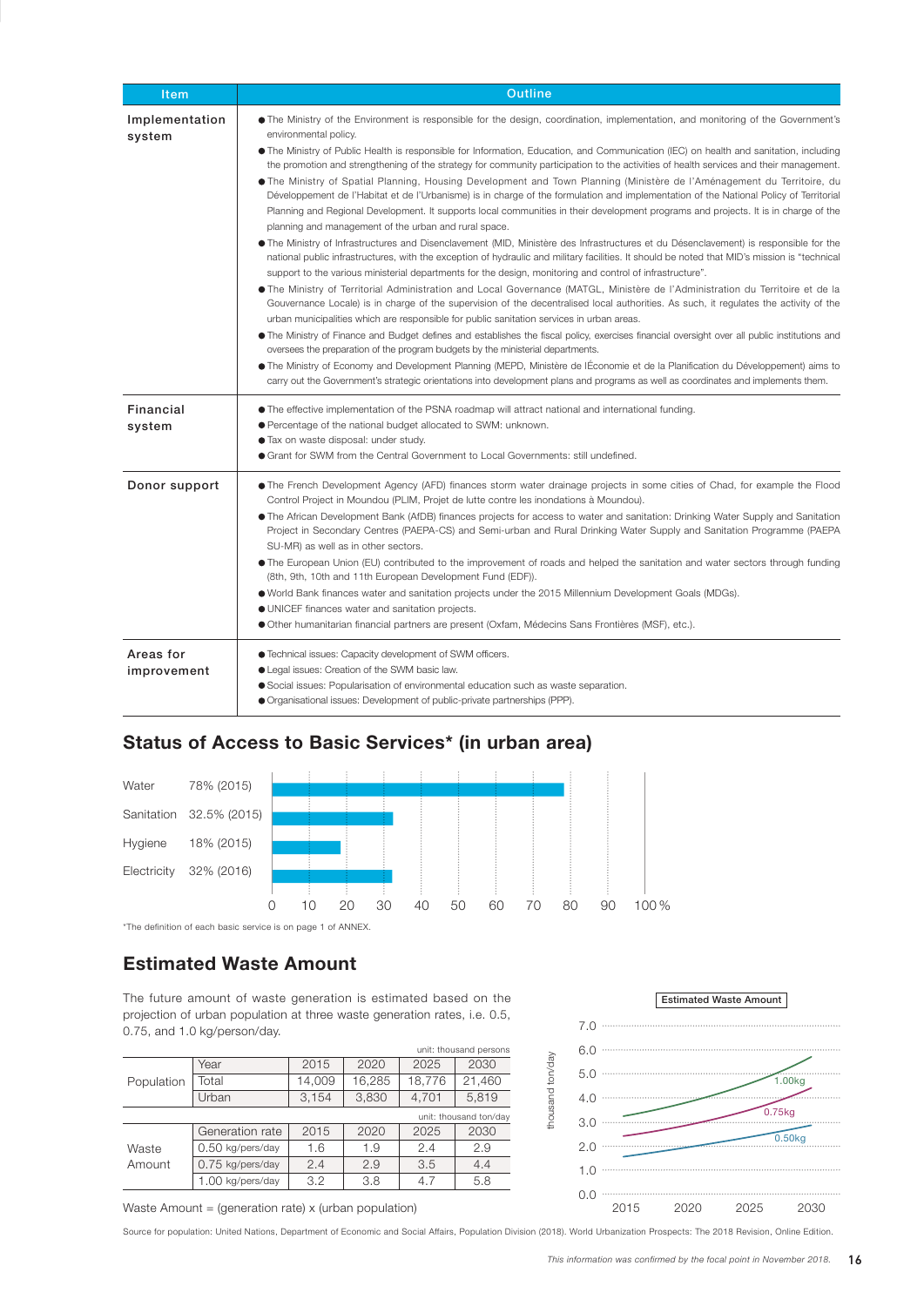| Item | Outline |
|---|---|
| Implementation system | ● The Ministry of the Environment is responsible for the design, coordination, implementation, and monitoring of the Government's environmental policy. ● The Ministry of Public Health is responsible for Information, Education, and Communication (IEC) on health and sanitation, including the promotion and strengthening of the strategy for community participation to the activities of health services and their management. ● The Ministry of Spatial Planning, Housing Development and Town Planning (Ministère de l'Aménagement du Territoire, du Développement de l'Habitat et de l'Urbanisme) is in charge of the formulation and implementation of the National Policy of Territorial Planning and Regional Development. It supports local communities in their development programs and projects. It is in charge of the planning and management of the urban and rural space. ● The Ministry of Infrastructures and Disenclavement (MID, Ministère des Infrastructures et du Désenclavement) is responsible for the national public infrastructures, with the exception of hydraulic and military facilities. It should be noted that MID's mission is "technical support to the various ministerial departments for the design, monitoring and control of infrastructure". ● The Ministry of Territorial Administration and Local Governance (MATGL, Ministère de l'Administration du Territoire et de la Gouvernance Locale) is in charge of the supervision of the decentralised local authorities. As such, it regulates the activity of the urban municipalities which are responsible for public sanitation services in urban areas. ● The Ministry of Finance and Budget defines and establishes the fiscal policy, exercises financial oversight over all public institutions and oversees the preparation of the program budgets by the ministerial departments. ● The Ministry of Economy and Development Planning (MEPD, Ministère de lÉconomie et de la Planification du Développement) aims to carry out the Government's strategic orientations into development plans and programs as well as coordinates and implements them. |
| Financial system | ● The effective implementation of the PSNA roadmap will attract national and international funding. ● Percentage of the national budget allocated to SWM: unknown. ● Tax on waste disposal: under study. ● Grant for SWM from the Central Government to Local Governments: still undefined. |
| Donor support | ● The French Development Agency (AFD) finances storm water drainage projects in some cities of Chad, for example the Flood Control Project in Moundou (PLIM, Projet de lutte contre les inondations à Moundou). ● The African Development Bank (AfDB) finances projects for access to water and sanitation: Drinking Water Supply and Sanitation Project in Secondary Centres (PAEPA-CS) and Semi-urban and Rural Drinking Water Supply and Sanitation Programme (PAEPA SU-MR) as well as in other sectors. ● The European Union (EU) contributed to the improvement of roads and helped the sanitation and water sectors through funding (8th, 9th, 10th and 11th European Development Fund (EDF)). ● World Bank finances water and sanitation projects under the 2015 Millennium Development Goals (MDGs). ● UNICEF finances water and sanitation projects. ● Other humanitarian financial partners are present (Oxfam, Médecins Sans Frontières (MSF), etc.). |
| Areas for improvement | ● Technical issues: Capacity development of SWM officers. ● Legal issues: Creation of the SWM basic law. ● Social issues: Popularisation of environmental education such as waste separation. ● Organisational issues: Development of public-private partnerships (PPP). |

## Status of Access to Basic Services* (in urban area)

Water 78% (2015)

Sanitation 32.5% (2015)

Hygiene 18% (2015)

Electricity 32% (2016)

0 10 20 30 40 50 60 70 80 90 100 %

*The definition of each basic service is on page 1 of ANNEX.

## Estimated Waste Amount

The future amount of waste generation is estimated based on the projection of urban population at three waste generation rates, i.e. 0.5, 0.75, and 1.0 kg/person/day.

unit: thousand persons

| | Year | 2015 | 2020 | 2025 | 2030 |
|---|---|---|---|---|---|
| Population | Total | 14,009 | 16,285 | 18,776 | 21,460 |
| | Urban | 3,154 | 3,830 | 4,701 | 5,819 |

unit: thousand ton/day

| | Generation rate | 2015 | 2020 | 2025 | 2030 |
|---|---|---|---|---|---|
| Waste Amount | 0.50 kg/pers/day | 1.6 | 1.9 | 2.4 | 2.9 |
| | 0.75 kg/pers/day | 2.4 | 2.9 | 3.5 | 4.4 |
| | 1.00 kg/pers/day | 3.2 | 3.8 | 4.7 | 5.8 |

Waste Amount = (generation rate) x (urban population)

Estimated Waste Amount

thousand ton/day

7.0 6.0 5.0 4.0 3.0 2.0 1.0 0.0

2015 2020 2025 2030

1.00kg

0.75kg

0.50kg

Source for population: United Nations, Department of Economic and Social Affairs, Population Division (2018). World Urbanization Prospects: The 2018 Revision, Online Edition.

*This information was confirmed by the focal point in November 2018.*